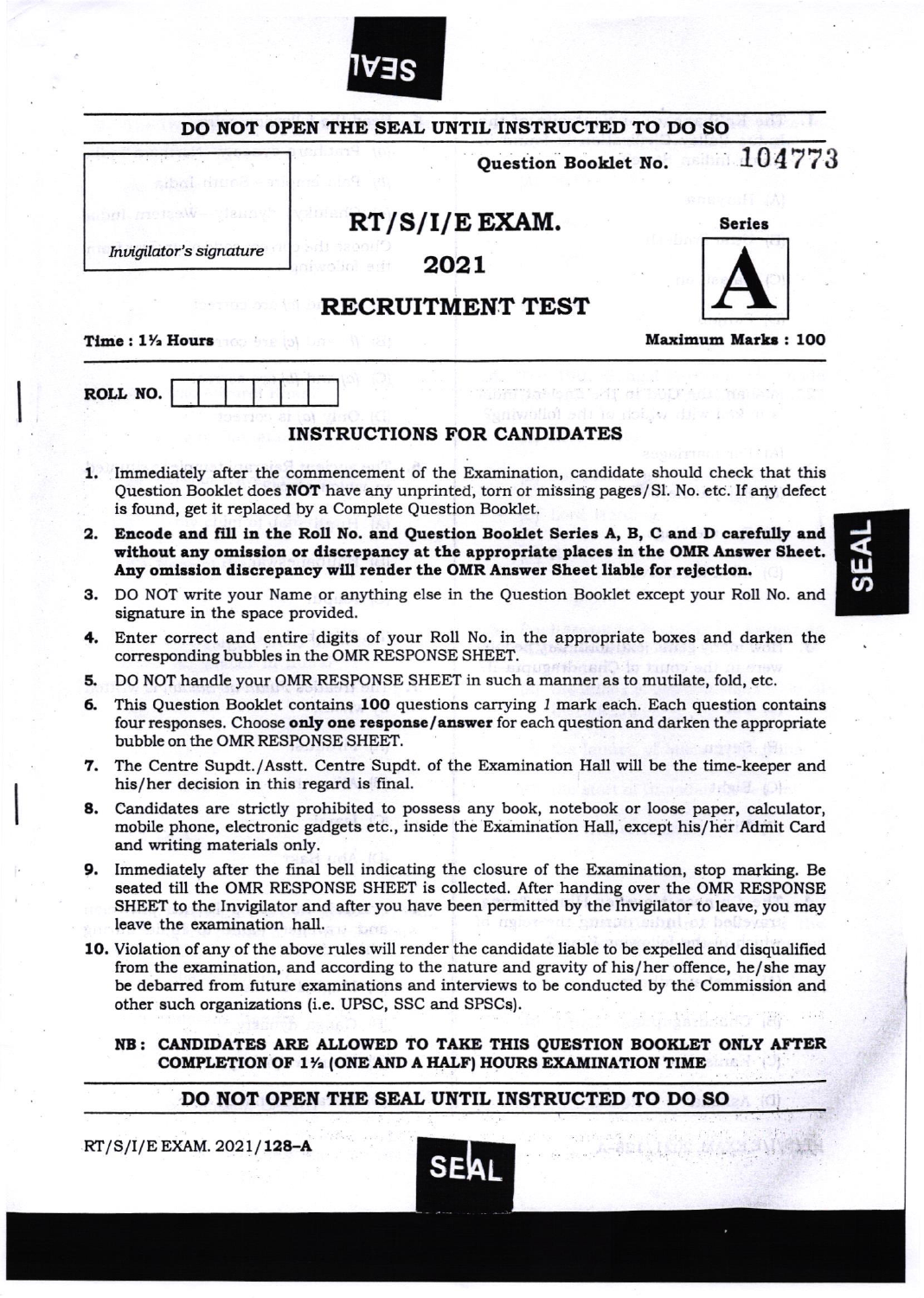**DO NOT OPEN THE SEAL UNTIL INSTRUCTED TO DO SO**

*Invigilator's signature*

Question Booklet No. 104773

# RT/S/I/E EXAM.

# 2021

# RECRUITMENT TEST

Series

**A**

**Time : 1½ Hours**

**Maximum Marks : 100**

**ROLL NO.**

## INSTRUCTIONS FOR CANDIDATES

1. Immediately after the commencement of the Examination, candidate should check that this Question Booklet does **NOT** have any unprinted, torn or missing pages/Sl. No. etc. If any defect is found, get it replaced by a Complete Question Booklet.
2. **Encode and fill in the Roll No. and Question Booklet Series A, B, C and D carefully and without any omission or discrepancy at the appropriate places in the OMR Answer Sheet. Any omission discrepancy will render the OMR Answer Sheet liable for rejection.**
3. DO NOT write your Name or anything else in the Question Booklet except your Roll No. and signature in the space provided.
4. Enter correct and entire digits of your Roll No. in the appropriate boxes and darken the corresponding bubbles in the OMR RESPONSE SHEET.
5. DO NOT handle your OMR RESPONSE SHEET in such a manner as to mutilate, fold, etc.
6. This Question Booklet contains **100** questions carrying *1* mark each. Each question contains four responses. Choose **only one response/answer** for each question and darken the appropriate bubble on the OMR RESPONSE SHEET.
7. The Centre Supdt./Asstt. Centre Supdt. of the Examination Hall will be the time-keeper and his/her decision in this regard is final.
8. Candidates are strictly prohibited to possess any book, notebook or loose paper, calculator, mobile phone, electronic gadgets etc., inside the Examination Hall, except his/her Admit Card and writing materials only.
9. Immediately after the final bell indicating the closure of the Examination, stop marking. Be seated till the OMR RESPONSE SHEET is collected. After handing over the OMR RESPONSE SHEET to the Invigilator and after you have been permitted by the Invigilator to leave, you may leave the examination hall.
10. Violation of any of the above rules will render the candidate liable to be expelled and disqualified from the examination, and according to the nature and gravity of his/her offence, he/she may be debarred from future examinations and interviews to be conducted by the Commission and other such organizations (i.e. UPSC, SSC and SPSCs).

**NB : CANDIDATES ARE ALLOWED TO TAKE THIS QUESTION BOOKLET ONLY AFTER COMPLETION OF 1½ (ONE AND A HALF) HOURS EXAMINATION TIME**

**DO NOT OPEN THE SEAL UNTIL INSTRUCTED TO DO SO**

RT/S/I/E EXAM. 2021/**128–A**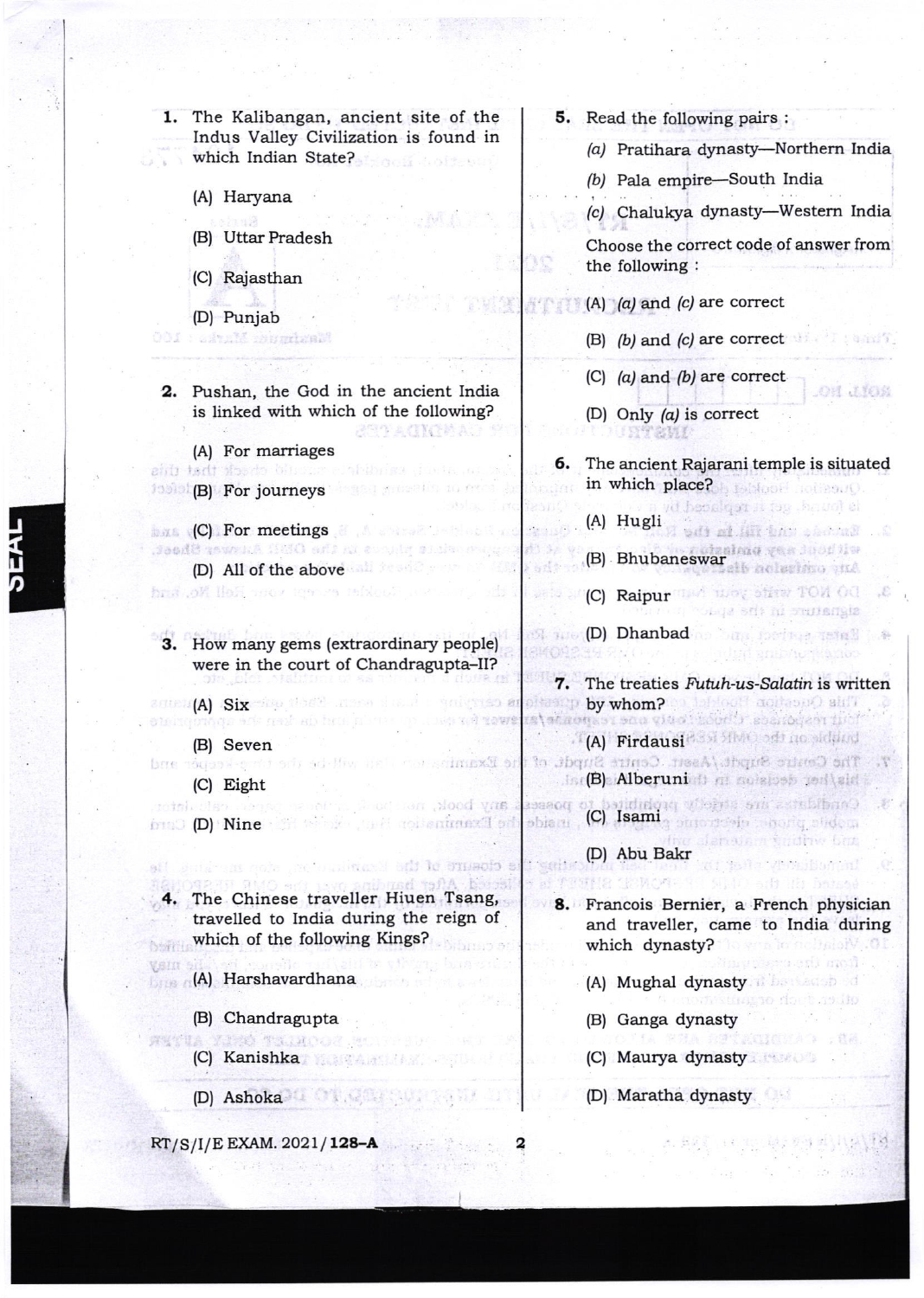1. The Kalibangan, ancient site of the Indus Valley Civilization is found in which Indian State?

   (A) Haryana

   (B) Uttar Pradesh

   (C) Rajasthan

   (D) Punjab

2. Pushan, the God in the ancient India is linked with which of the following?

   (A) For marriages

   (B) For journeys

   (C) For meetings

   (D) All of the above

3. How many gems (extraordinary people) were in the court of Chandragupta–II?

   (A) Six

   (B) Seven

   (C) Eight

   (D) Nine

4. The Chinese traveller Hiuen Tsang, travelled to India during the reign of which of the following Kings?

   (A) Harshavardhana

   (B) Chandragupta

   (C) Kanishka

   (D) Ashoka

5. Read the following pairs :

   *(a)* Pratihara dynasty—Northern India

   *(b)* Pala empire—South India

   *(c)* Chalukya dynasty—Western India

   Choose the correct code of answer from the following :

   (A) *(a)* and *(c)* are correct

   (B) *(b)* and *(c)* are correct

   (C) *(a)* and *(b)* are correct

   (D) Only *(a)* is correct

6. The ancient Rajarani temple is situated in which place?

   (A) Hugli

   (B) Bhubaneswar

   (C) Raipur

   (D) Dhanbad

7. The treaties *Futuh-us-Salatin* is written by whom?

   (A) Firdausi

   (B) Alberuni

   (C) Isami

   (D) Abu Bakr

8. Francois Bernier, a French physician and traveller, came to India during which dynasty?

   (A) Mughal dynasty

   (B) Ganga dynasty

   (C) Maurya dynasty

   (D) Maratha dynasty

RT/S/I/E EXAM. 2021/128–A